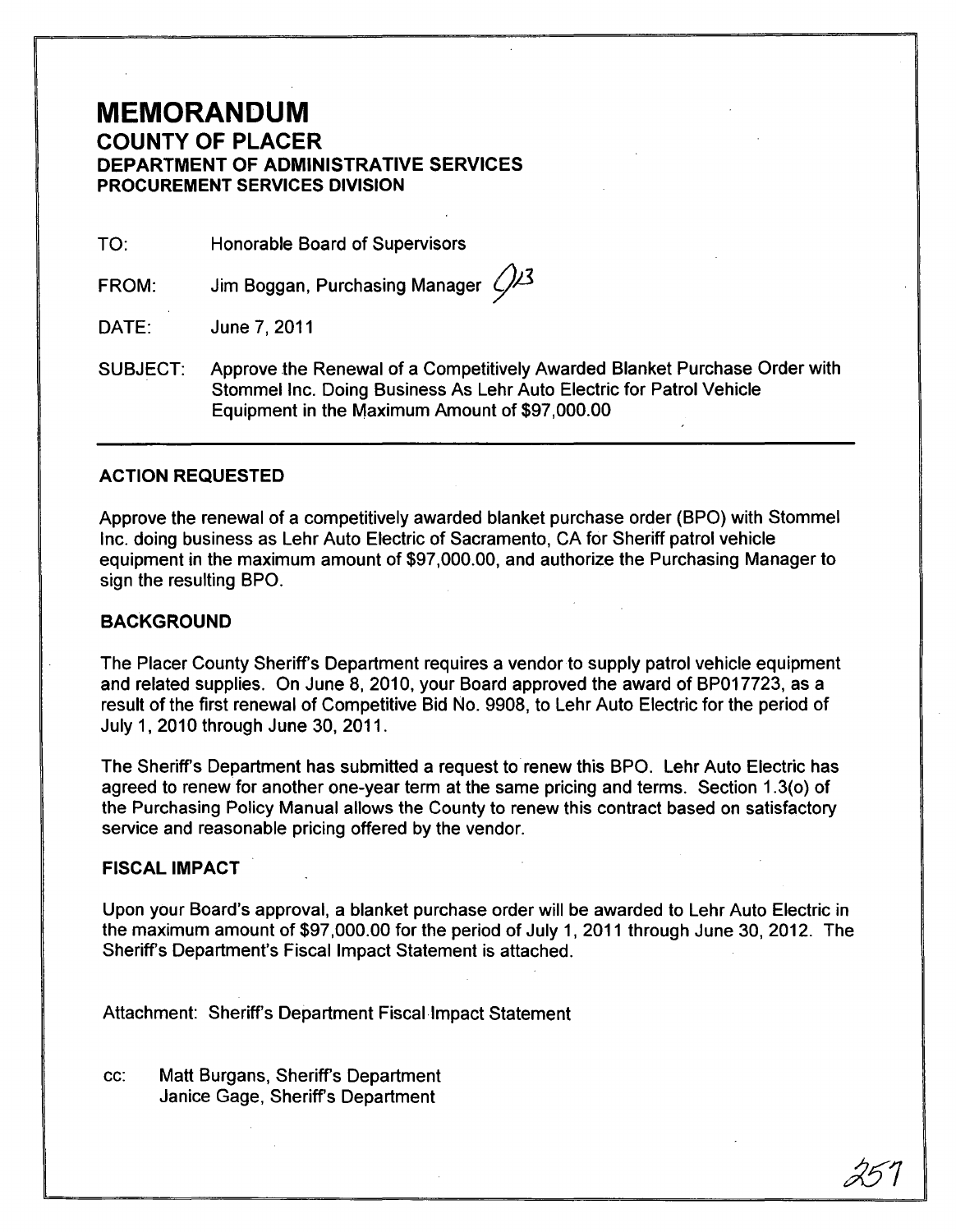# MEMORANDUM

## COUNTY OF PLACER
### DEPARTMENT OF ADMINISTRATIVE SERVICES
### PROCUREMENT SERVICES DIVISION

TO: Honorable Board of Supervisors

FROM: Jim Boggan, Purchasing Manager

DATE: June 7, 2011

SUBJECT: Approve the Renewal of a Competitively Awarded Blanket Purchase Order with Stommel Inc. Doing Business As Lehr Auto Electric for Patrol Vehicle Equipment in the Maximum Amount of $97,000.00

---

### ACTION REQUESTED

Approve the renewal of a competitively awarded blanket purchase order (BPO) with Stommel Inc. doing business as Lehr Auto Electric of Sacramento, CA for Sheriff patrol vehicle equipment in the maximum amount of $97,000.00, and authorize the Purchasing Manager to sign the resulting BPO.

### BACKGROUND

The Placer County Sheriff's Department requires a vendor to supply patrol vehicle equipment and related supplies. On June 8, 2010, your Board approved the award of BP017723, as a result of the first renewal of Competitive Bid No. 9908, to Lehr Auto Electric for the period of July 1, 2010 through June 30, 2011.

The Sheriff's Department has submitted a request to renew this BPO. Lehr Auto Electric has agreed to renew for another one-year term at the same pricing and terms. Section 1.3(o) of the Purchasing Policy Manual allows the County to renew this contract based on satisfactory service and reasonable pricing offered by the vendor.

### FISCAL IMPACT

Upon your Board's approval, a blanket purchase order will be awarded to Lehr Auto Electric in the maximum amount of $97,000.00 for the period of July 1, 2011 through June 30, 2012. The Sheriff's Department's Fiscal Impact Statement is attached.

Attachment: Sheriff's Department Fiscal Impact Statement

cc: Matt Burgans, Sheriff's Department
Janice Gage, Sheriff's Department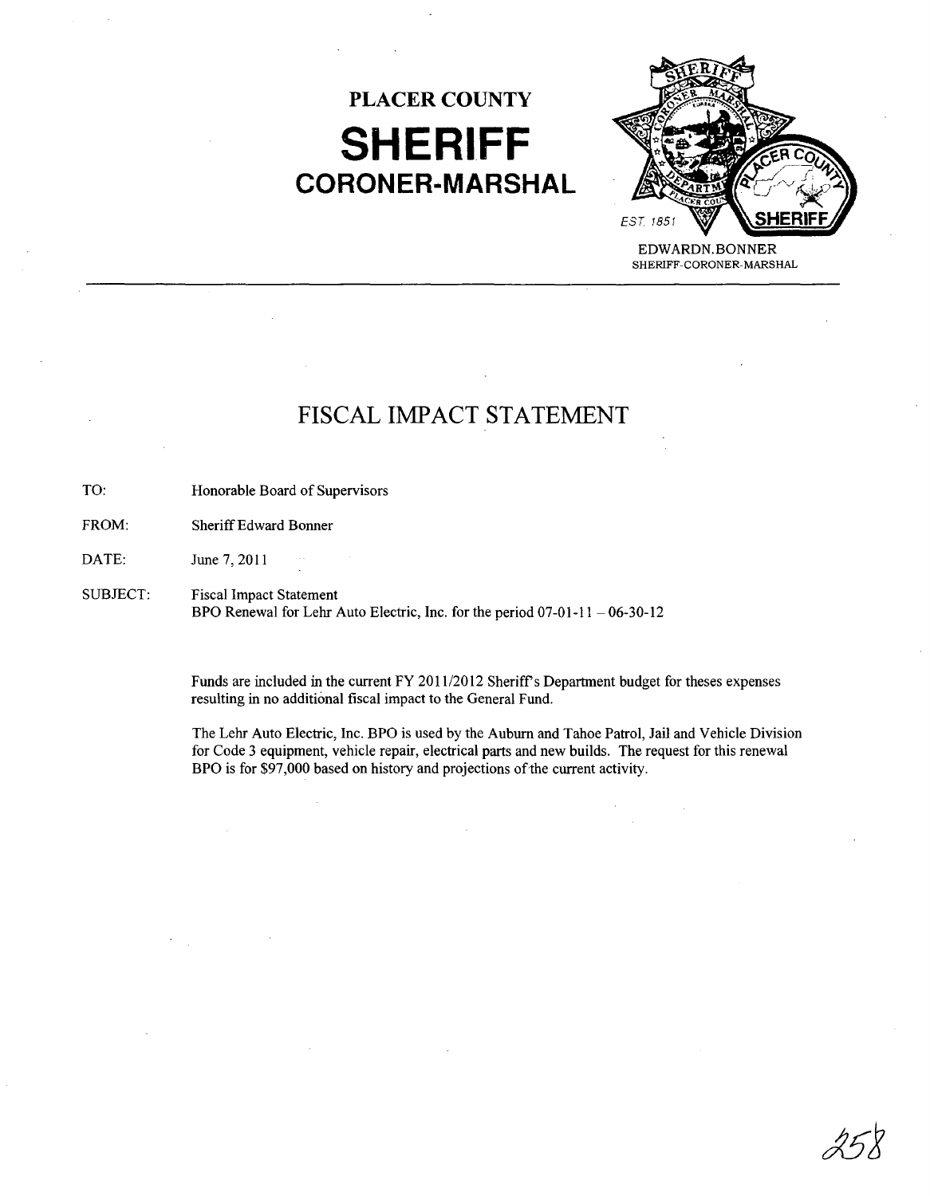# PLACER COUNTY

# SHERIFF

## CORONER-MARSHAL

EDWARDN.BONNER
SHERIFF-CORONER-MARSHAL

---

## FISCAL IMPACT STATEMENT

TO: Honorable Board of Supervisors

FROM: Sheriff Edward Bonner

DATE: June 7, 2011

SUBJECT: Fiscal Impact Statement
BPO Renewal for Lehr Auto Electric, Inc. for the period 07-01-11 – 06-30-12

Funds are included in the current FY 2011/2012 Sheriff's Department budget for theses expenses resulting in no additional fiscal impact to the General Fund.

The Lehr Auto Electric, Inc. BPO is used by the Auburn and Tahoe Patrol, Jail and Vehicle Division for Code 3 equipment, vehicle repair, electrical parts and new builds. The request for this renewal BPO is for $97,000 based on history and projections of the current activity.